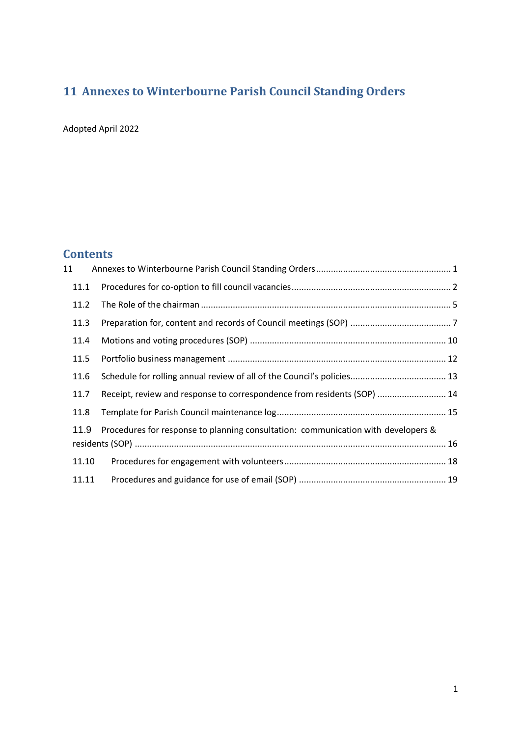# 11 Annexes to Winterbourne Parish Council Standing Orders

Adopted April 2022

## Contents

11 Annexes to Winterbourne Parish Council Standing Orders ........ 1

- 11.1 Procedures for co-option to fill council vacancies ........ 2
- 11.2 The Role of the chairman ........ 5
- 11.3 Preparation for, content and records of Council meetings (SOP) ........ 7
- 11.4 Motions and voting procedures (SOP) ........ 10
- 11.5 Portfolio business management ........ 12
- 11.6 Schedule for rolling annual review of all of the Council's policies ........ 13
- 11.7 Receipt, review and response to correspondence from residents (SOP) ........ 14
- 11.8 Template for Parish Council maintenance log ........ 15
- 11.9 Procedures for response to planning consultation: communication with developers & residents (SOP) ........ 16
- 11.10 Procedures for engagement with volunteers ........ 18
- 11.11 Procedures and guidance for use of email (SOP) ........ 19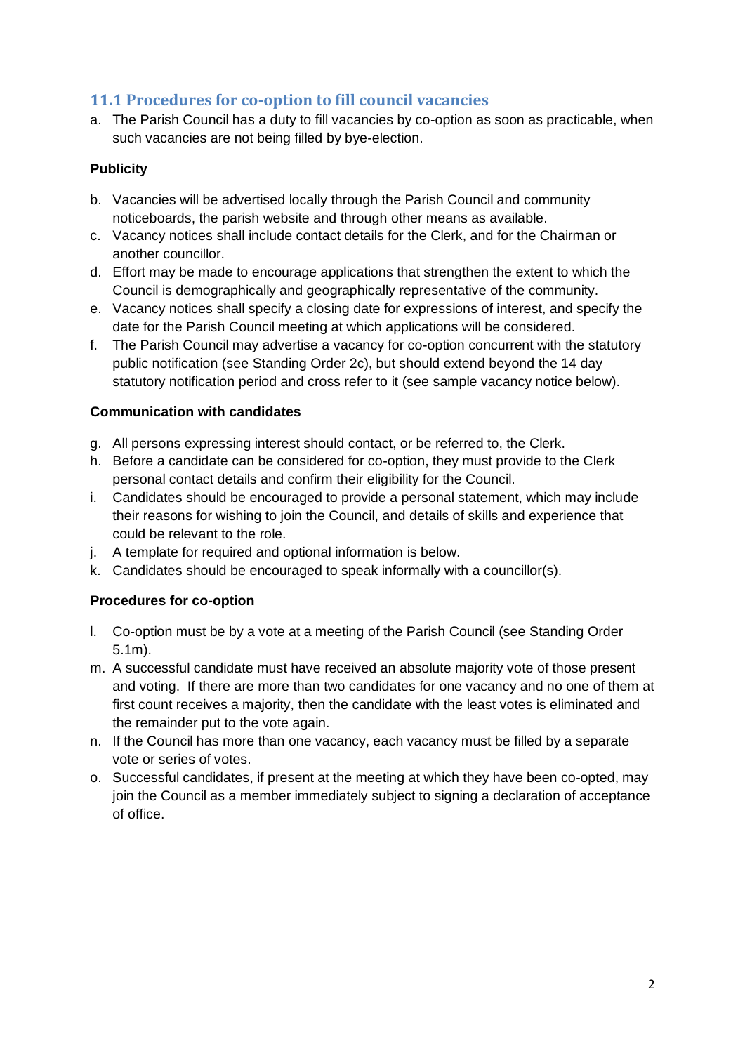## 11.1 Procedures for co-option to fill council vacancies

a. The Parish Council has a duty to fill vacancies by co-option as soon as practicable, when such vacancies are not being filled by bye-election.

**Publicity**

b. Vacancies will be advertised locally through the Parish Council and community noticeboards, the parish website and through other means as available.
c. Vacancy notices shall include contact details for the Clerk, and for the Chairman or another councillor.
d. Effort may be made to encourage applications that strengthen the extent to which the Council is demographically and geographically representative of the community.
e. Vacancy notices shall specify a closing date for expressions of interest, and specify the date for the Parish Council meeting at which applications will be considered.
f. The Parish Council may advertise a vacancy for co-option concurrent with the statutory public notification (see Standing Order 2c), but should extend beyond the 14 day statutory notification period and cross refer to it (see sample vacancy notice below).

**Communication with candidates**

g. All persons expressing interest should contact, or be referred to, the Clerk.
h. Before a candidate can be considered for co-option, they must provide to the Clerk personal contact details and confirm their eligibility for the Council.
i. Candidates should be encouraged to provide a personal statement, which may include their reasons for wishing to join the Council, and details of skills and experience that could be relevant to the role.
j. A template for required and optional information is below.
k. Candidates should be encouraged to speak informally with a councillor(s).

**Procedures for co-option**

l. Co-option must be by a vote at a meeting of the Parish Council (see Standing Order 5.1m).
m. A successful candidate must have received an absolute majority vote of those present and voting. If there are more than two candidates for one vacancy and no one of them at first count receives a majority, then the candidate with the least votes is eliminated and the remainder put to the vote again.
n. If the Council has more than one vacancy, each vacancy must be filled by a separate vote or series of votes.
o. Successful candidates, if present at the meeting at which they have been co-opted, may join the Council as a member immediately subject to signing a declaration of acceptance of office.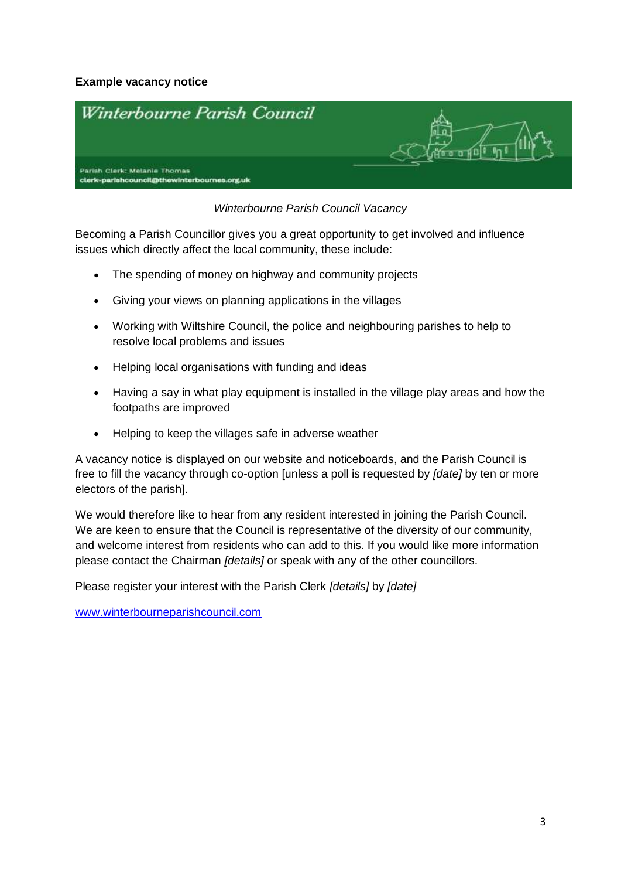**Example vacancy notice**

Winterbourne Parish Council

Parish Clerk: Melanie Thomas
clerk-parishcouncil@thewinterbournes.org.uk

*Winterbourne Parish Council Vacancy*

Becoming a Parish Councillor gives you a great opportunity to get involved and influence issues which directly affect the local community, these include:

- The spending of money on highway and community projects
- Giving your views on planning applications in the villages
- Working with Wiltshire Council, the police and neighbouring parishes to help to resolve local problems and issues
- Helping local organisations with funding and ideas
- Having a say in what play equipment is installed in the village play areas and how the footpaths are improved
- Helping to keep the villages safe in adverse weather

A vacancy notice is displayed on our website and noticeboards, and the Parish Council is free to fill the vacancy through co-option [unless a poll is requested by *[date]* by ten or more electors of the parish].

We would therefore like to hear from any resident interested in joining the Parish Council. We are keen to ensure that the Council is representative of the diversity of our community, and welcome interest from residents who can add to this. If you would like more information please contact the Chairman *[details]* or speak with any of the other councillors.

Please register your interest with the Parish Clerk *[details]* by *[date]*

[www.winterbourneparishcouncil.com](http://www.winterbourneparishcouncil.com)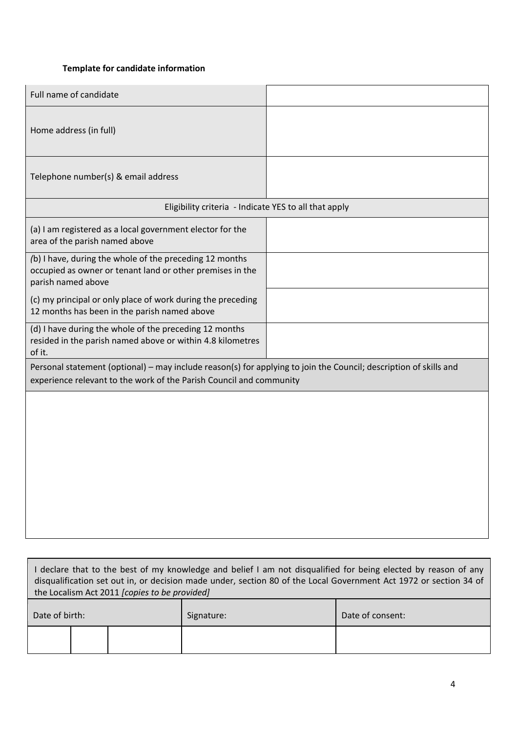**Template for candidate information**

| Full name of candidate | |
|---|---|
| Home address (in full) | |
| Telephone number(s) & email address | |
| Eligibility criteria - Indicate YES to all that apply | |
| (a) I am registered as a local government elector for the area of the parish named above | |
| (b) I have, during the whole of the preceding 12 months occupied as owner or tenant land or other premises in the parish named above | |
| (c) my principal or only place of work during the preceding 12 months has been in the parish named above | |
| (d) I have during the whole of the preceding 12 months resided in the parish named above or within 4.8 kilometres of it. | |
| Personal statement (optional) – may include reason(s) for applying to join the Council; description of skills and experience relevant to the work of the Parish Council and community | |
| | |

| I declare that to the best of my knowledge and belief I am not disqualified for being elected by reason of any disqualification set out in, or decision made under, section 80 of the Local Government Act 1972 or section 34 of the Localism Act 2011 *[copies to be provided]* | | | | |
|---|---|---|---|---|
| Date of birth: | | | Signature: | Date of consent: |
| | | | | |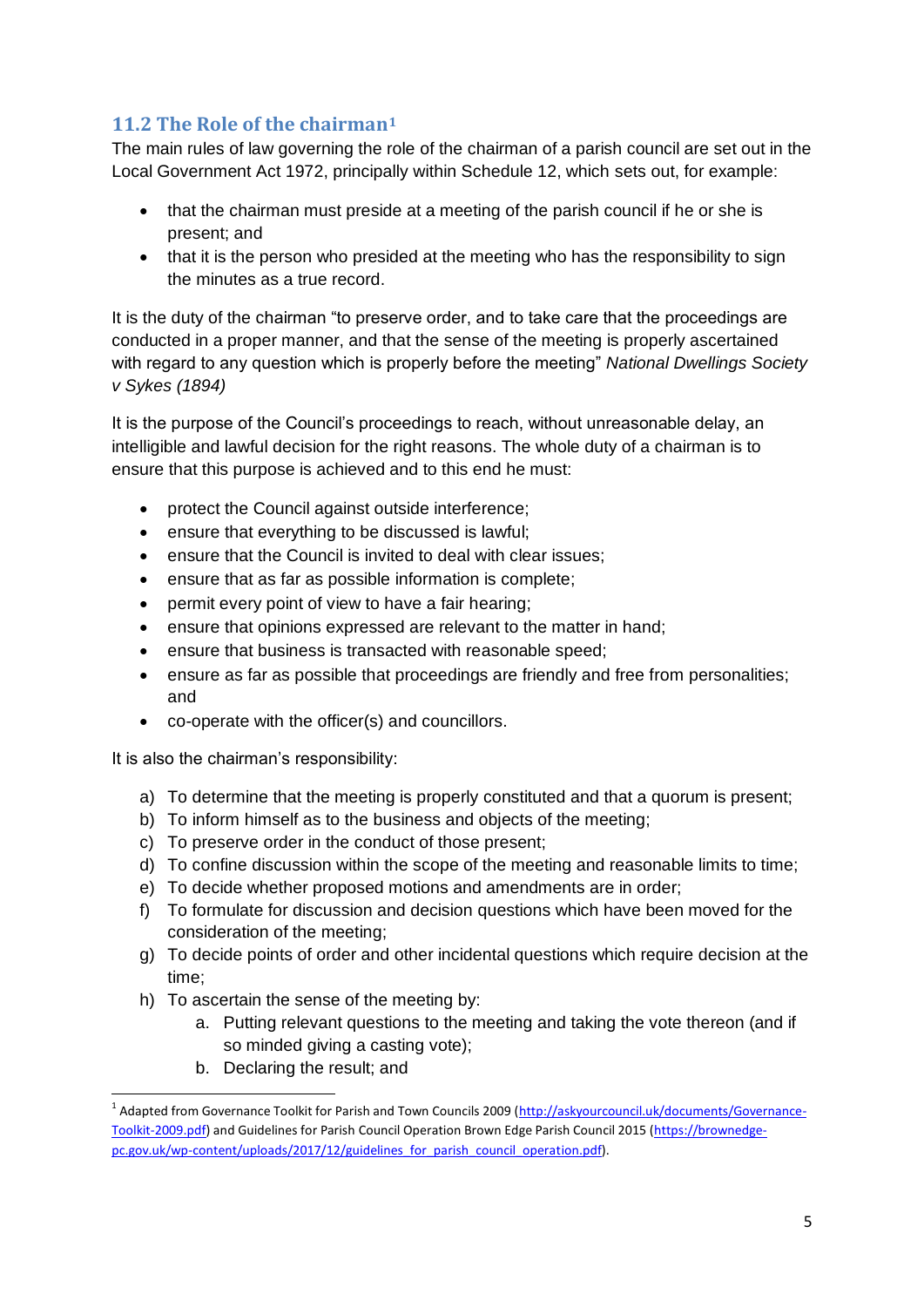## 11.2 The Role of the chairman[1]

The main rules of law governing the role of the chairman of a parish council are set out in the Local Government Act 1972, principally within Schedule 12, which sets out, for example:

- that the chairman must preside at a meeting of the parish council if he or she is present; and
- that it is the person who presided at the meeting who has the responsibility to sign the minutes as a true record.

It is the duty of the chairman "to preserve order, and to take care that the proceedings are conducted in a proper manner, and that the sense of the meeting is properly ascertained with regard to any question which is properly before the meeting" *National Dwellings Society v Sykes (1894)*

It is the purpose of the Council's proceedings to reach, without unreasonable delay, an intelligible and lawful decision for the right reasons. The whole duty of a chairman is to ensure that this purpose is achieved and to this end he must:

- protect the Council against outside interference;
- ensure that everything to be discussed is lawful;
- ensure that the Council is invited to deal with clear issues;
- ensure that as far as possible information is complete;
- permit every point of view to have a fair hearing;
- ensure that opinions expressed are relevant to the matter in hand;
- ensure that business is transacted with reasonable speed;
- ensure as far as possible that proceedings are friendly and free from personalities; and
- co-operate with the officer(s) and councillors.

It is also the chairman's responsibility:

a) To determine that the meeting is properly constituted and that a quorum is present;
b) To inform himself as to the business and objects of the meeting;
c) To preserve order in the conduct of those present;
d) To confine discussion within the scope of the meeting and reasonable limits to time;
e) To decide whether proposed motions and amendments are in order;
f) To formulate for discussion and decision questions which have been moved for the consideration of the meeting;
g) To decide points of order and other incidental questions which require decision at the time;
h) To ascertain the sense of the meeting by:
    a. Putting relevant questions to the meeting and taking the vote thereon (and if so minded giving a casting vote);
    b. Declaring the result; and

[1] Adapted from Governance Toolkit for Parish and Town Councils 2009 (http://askyourcouncil.uk/documents/Governance-Toolkit-2009.pdf) and Guidelines for Parish Council Operation Brown Edge Parish Council 2015 (https://brownedge-pc.gov.uk/wp-content/uploads/2017/12/guidelines_for_parish_council_operation.pdf).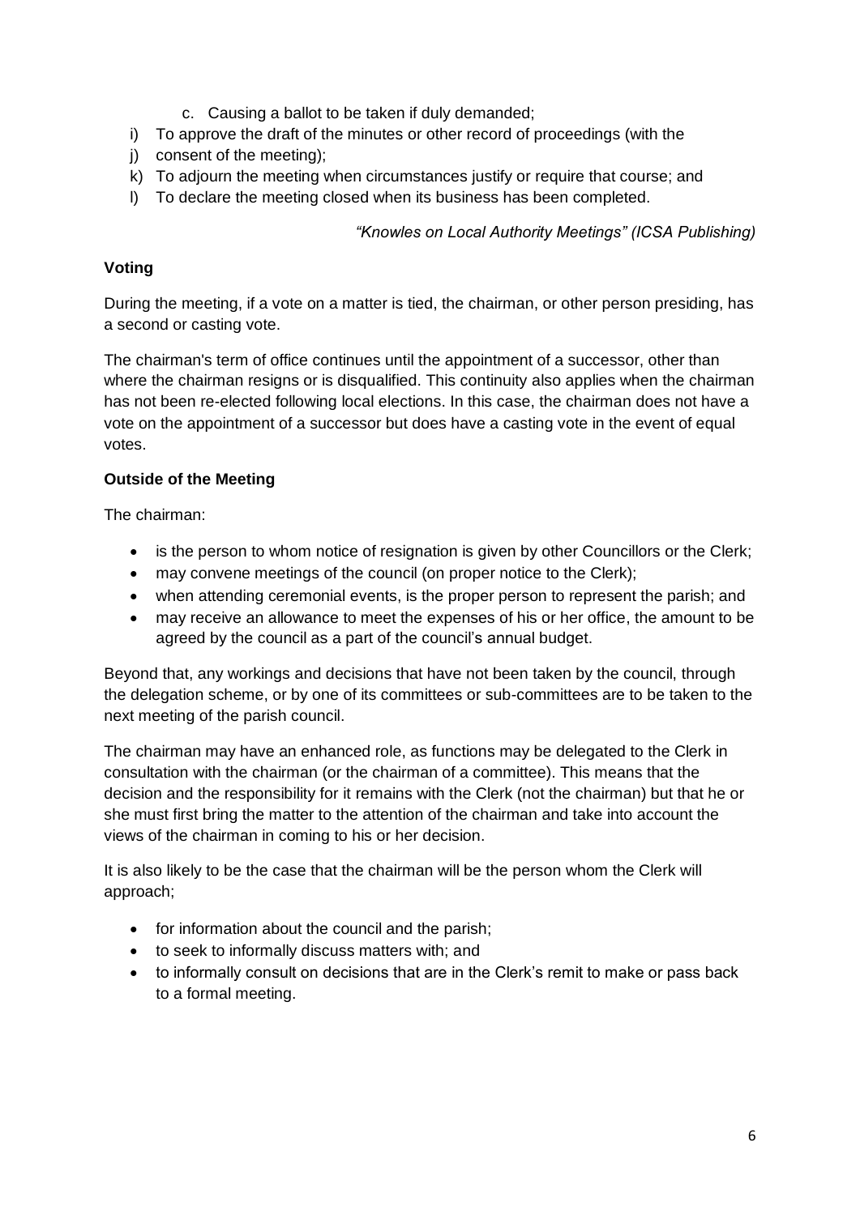c. Causing a ballot to be taken if duly demanded;

i) To approve the draft of the minutes or other record of proceedings (with the
j) consent of the meeting);
k) To adjourn the meeting when circumstances justify or require that course; and
l) To declare the meeting closed when its business has been completed.

*"Knowles on Local Authority Meetings" (ICSA Publishing)*

**Voting**

During the meeting, if a vote on a matter is tied, the chairman, or other person presiding, has a second or casting vote.

The chairman's term of office continues until the appointment of a successor, other than where the chairman resigns or is disqualified. This continuity also applies when the chairman has not been re-elected following local elections. In this case, the chairman does not have a vote on the appointment of a successor but does have a casting vote in the event of equal votes.

**Outside of the Meeting**

The chairman:

- is the person to whom notice of resignation is given by other Councillors or the Clerk;
- may convene meetings of the council (on proper notice to the Clerk);
- when attending ceremonial events, is the proper person to represent the parish; and
- may receive an allowance to meet the expenses of his or her office, the amount to be agreed by the council as a part of the council's annual budget.

Beyond that, any workings and decisions that have not been taken by the council, through the delegation scheme, or by one of its committees or sub-committees are to be taken to the next meeting of the parish council.

The chairman may have an enhanced role, as functions may be delegated to the Clerk in consultation with the chairman (or the chairman of a committee). This means that the decision and the responsibility for it remains with the Clerk (not the chairman) but that he or she must first bring the matter to the attention of the chairman and take into account the views of the chairman in coming to his or her decision.

It is also likely to be the case that the chairman will be the person whom the Clerk will approach;

- for information about the council and the parish;
- to seek to informally discuss matters with; and
- to informally consult on decisions that are in the Clerk's remit to make or pass back to a formal meeting.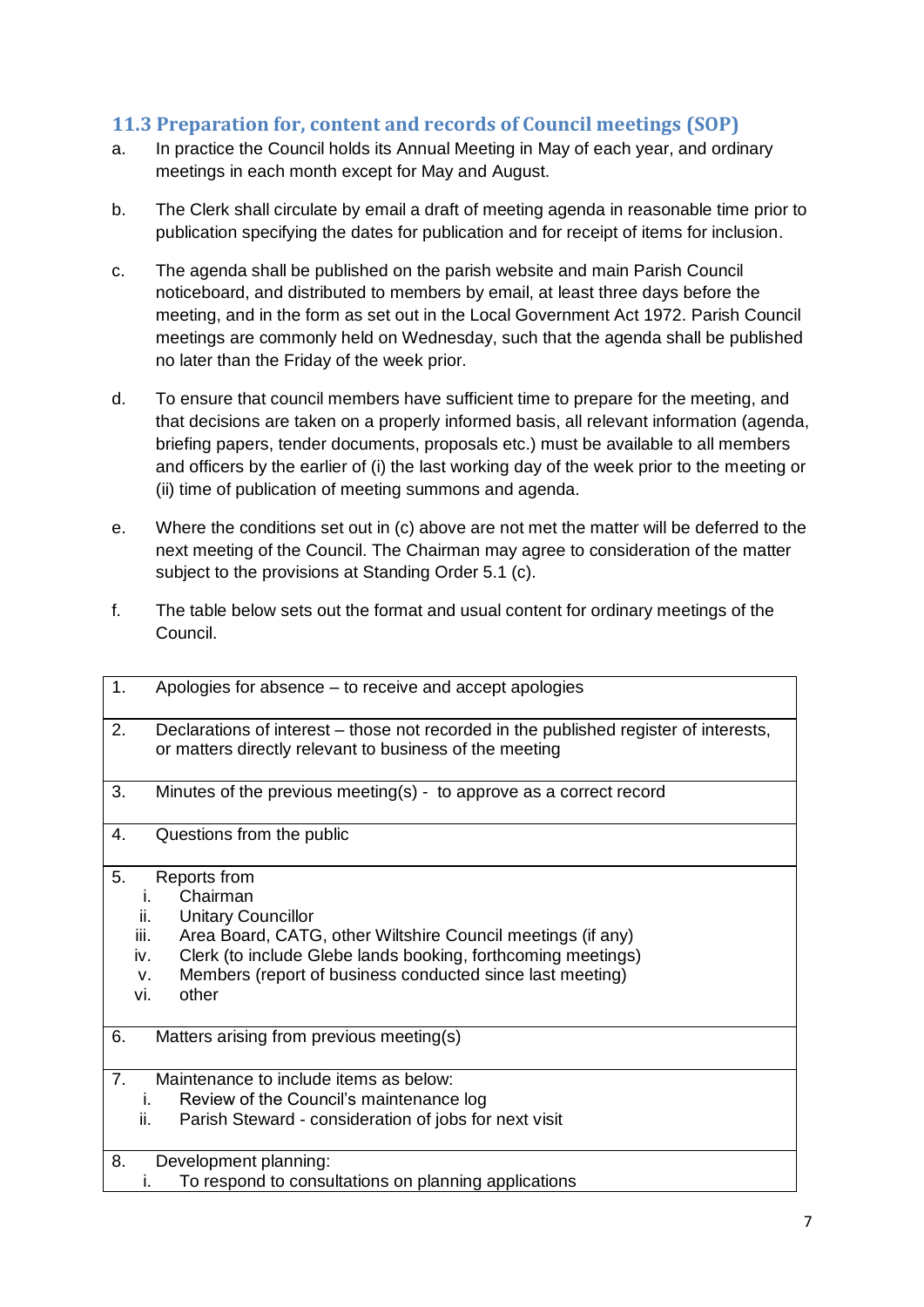### 11.3 Preparation for, content and records of Council meetings (SOP)

a. In practice the Council holds its Annual Meeting in May of each year, and ordinary meetings in each month except for May and August.

b. The Clerk shall circulate by email a draft of meeting agenda in reasonable time prior to publication specifying the dates for publication and for receipt of items for inclusion.

c. The agenda shall be published on the parish website and main Parish Council noticeboard, and distributed to members by email, at least three days before the meeting, and in the form as set out in the Local Government Act 1972. Parish Council meetings are commonly held on Wednesday, such that the agenda shall be published no later than the Friday of the week prior.

d. To ensure that council members have sufficient time to prepare for the meeting, and that decisions are taken on a properly informed basis, all relevant information (agenda, briefing papers, tender documents, proposals etc.) must be available to all members and officers by the earlier of (i) the last working day of the week prior to the meeting or (ii) time of publication of meeting summons and agenda.

e. Where the conditions set out in (c) above are not met the matter will be deferred to the next meeting of the Council. The Chairman may agree to consideration of the matter subject to the provisions at Standing Order 5.1 (c).

f. The table below sets out the format and usual content for ordinary meetings of the Council.

| | |
|---|---|
| 1. | Apologies for absence – to receive and accept apologies |
| 2. | Declarations of interest – those not recorded in the published register of interests, or matters directly relevant to business of the meeting |
| 3. | Minutes of the previous meeting(s) - to approve as a correct record |
| 4. | Questions from the public |
| 5. | Reports from<br>i. Chairman<br>ii. Unitary Councillor<br>iii. Area Board, CATG, other Wiltshire Council meetings (if any)<br>iv. Clerk (to include Glebe lands booking, forthcoming meetings)<br>v. Members (report of business conducted since last meeting)<br>vi. other |
| 6. | Matters arising from previous meeting(s) |
| 7. | Maintenance to include items as below:<br>i. Review of the Council's maintenance log<br>ii. Parish Steward - consideration of jobs for next visit |
| 8. | Development planning:<br>i. To respond to consultations on planning applications |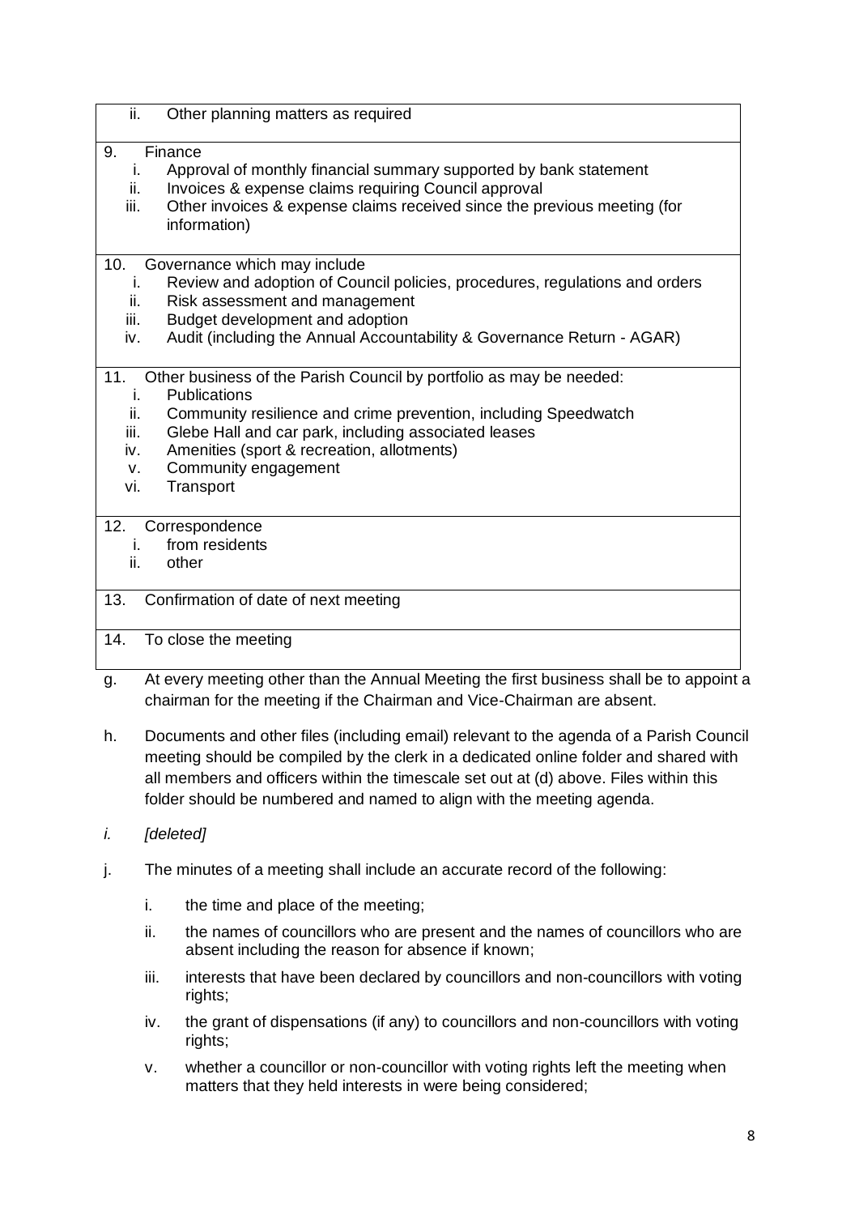| ii. Other planning matters as required |
|---|
| 9. Finance<br>i. Approval of monthly financial summary supported by bank statement<br>ii. Invoices & expense claims requiring Council approval<br>iii. Other invoices & expense claims received since the previous meeting (for information) |
| 10. Governance which may include<br>i. Review and adoption of Council policies, procedures, regulations and orders<br>ii. Risk assessment and management<br>iii. Budget development and adoption<br>iv. Audit (including the Annual Accountability & Governance Return - AGAR) |
| 11. Other business of the Parish Council by portfolio as may be needed:<br>i. Publications<br>ii. Community resilience and crime prevention, including Speedwatch<br>iii. Glebe Hall and car park, including associated leases<br>iv. Amenities (sport & recreation, allotments)<br>v. Community engagement<br>vi. Transport |
| 12. Correspondence<br>i. from residents<br>ii. other |
| 13. Confirmation of date of next meeting |
| 14. To close the meeting |

g. At every meeting other than the Annual Meeting the first business shall be to appoint a chairman for the meeting if the Chairman and Vice-Chairman are absent.

h. Documents and other files (including email) relevant to the agenda of a Parish Council meeting should be compiled by the clerk in a dedicated online folder and shared with all members and officers within the timescale set out at (d) above. Files within this folder should be numbered and named to align with the meeting agenda.

*i. [deleted]*

j. The minutes of a meeting shall include an accurate record of the following:

   i. the time and place of the meeting;

   ii. the names of councillors who are present and the names of councillors who are absent including the reason for absence if known;

   iii. interests that have been declared by councillors and non-councillors with voting rights;

   iv. the grant of dispensations (if any) to councillors and non-councillors with voting rights;

   v. whether a councillor or non-councillor with voting rights left the meeting when matters that they held interests in were being considered;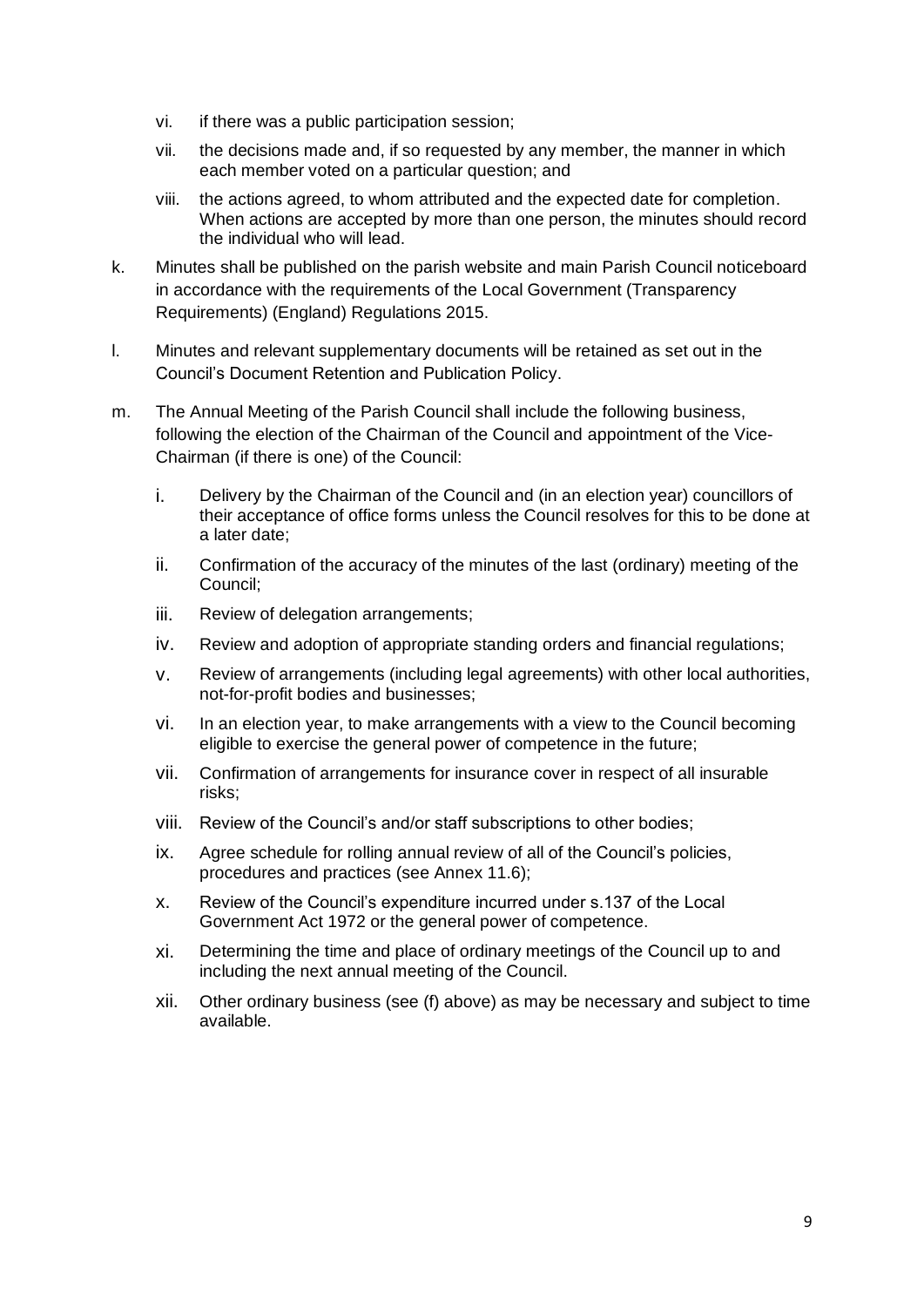vi. if there was a public participation session;

vii. the decisions made and, if so requested by any member, the manner in which each member voted on a particular question; and

viii. the actions agreed, to whom attributed and the expected date for completion. When actions are accepted by more than one person, the minutes should record the individual who will lead.

k. Minutes shall be published on the parish website and main Parish Council noticeboard in accordance with the requirements of the Local Government (Transparency Requirements) (England) Regulations 2015.

l. Minutes and relevant supplementary documents will be retained as set out in the Council's Document Retention and Publication Policy.

m. The Annual Meeting of the Parish Council shall include the following business, following the election of the Chairman of the Council and appointment of the Vice-Chairman (if there is one) of the Council:

   i. Delivery by the Chairman of the Council and (in an election year) councillors of their acceptance of office forms unless the Council resolves for this to be done at a later date;

   ii. Confirmation of the accuracy of the minutes of the last (ordinary) meeting of the Council;

   iii. Review of delegation arrangements;

   iv. Review and adoption of appropriate standing orders and financial regulations;

   v. Review of arrangements (including legal agreements) with other local authorities, not-for-profit bodies and businesses;

   vi. In an election year, to make arrangements with a view to the Council becoming eligible to exercise the general power of competence in the future;

   vii. Confirmation of arrangements for insurance cover in respect of all insurable risks;

   viii. Review of the Council's and/or staff subscriptions to other bodies;

   ix. Agree schedule for rolling annual review of all of the Council's policies, procedures and practices (see Annex 11.6);

   x. Review of the Council's expenditure incurred under s.137 of the Local Government Act 1972 or the general power of competence.

   xi. Determining the time and place of ordinary meetings of the Council up to and including the next annual meeting of the Council.

   xii. Other ordinary business (see (f) above) as may be necessary and subject to time available.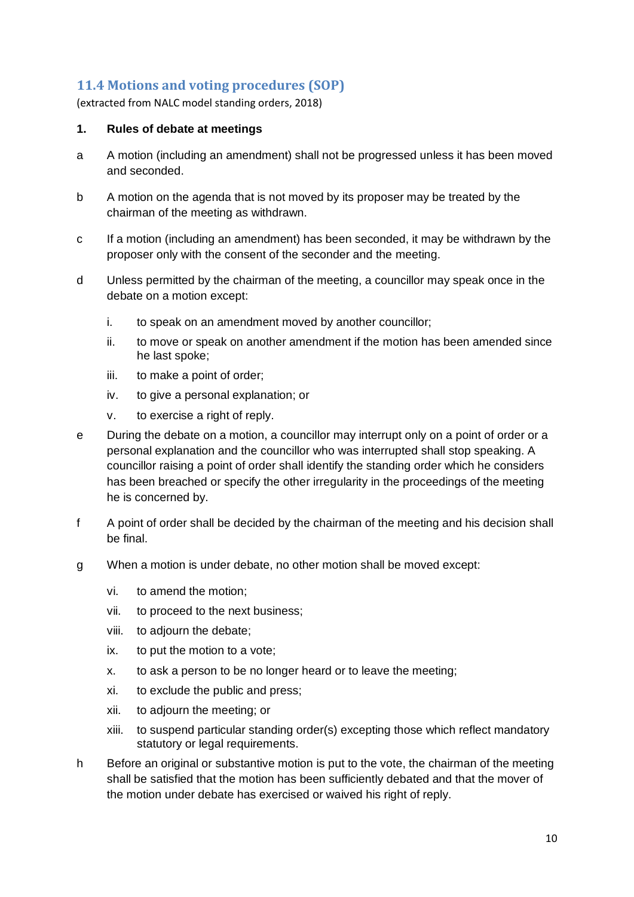## 11.4 Motions and voting procedures (SOP)

(extracted from NALC model standing orders, 2018)

### 1. Rules of debate at meetings

a. A motion (including an amendment) shall not be progressed unless it has been moved and seconded.

b. A motion on the agenda that is not moved by its proposer may be treated by the chairman of the meeting as withdrawn.

c. If a motion (including an amendment) has been seconded, it may be withdrawn by the proposer only with the consent of the seconder and the meeting.

d. Unless permitted by the chairman of the meeting, a councillor may speak once in the debate on a motion except:

   i. to speak on an amendment moved by another councillor;
   ii. to move or speak on another amendment if the motion has been amended since he last spoke;
   iii. to make a point of order;
   iv. to give a personal explanation; or
   v. to exercise a right of reply.

e. During the debate on a motion, a councillor may interrupt only on a point of order or a personal explanation and the councillor who was interrupted shall stop speaking. A councillor raising a point of order shall identify the standing order which he considers has been breached or specify the other irregularity in the proceedings of the meeting he is concerned by.

f. A point of order shall be decided by the chairman of the meeting and his decision shall be final.

g. When a motion is under debate, no other motion shall be moved except:

   vi. to amend the motion;
   vii. to proceed to the next business;
   viii. to adjourn the debate;
   ix. to put the motion to a vote;
   x. to ask a person to be no longer heard or to leave the meeting;
   xi. to exclude the public and press;
   xii. to adjourn the meeting; or
   xiii. to suspend particular standing order(s) excepting those which reflect mandatory statutory or legal requirements.

h. Before an original or substantive motion is put to the vote, the chairman of the meeting shall be satisfied that the motion has been sufficiently debated and that the mover of the motion under debate has exercised or waived his right of reply.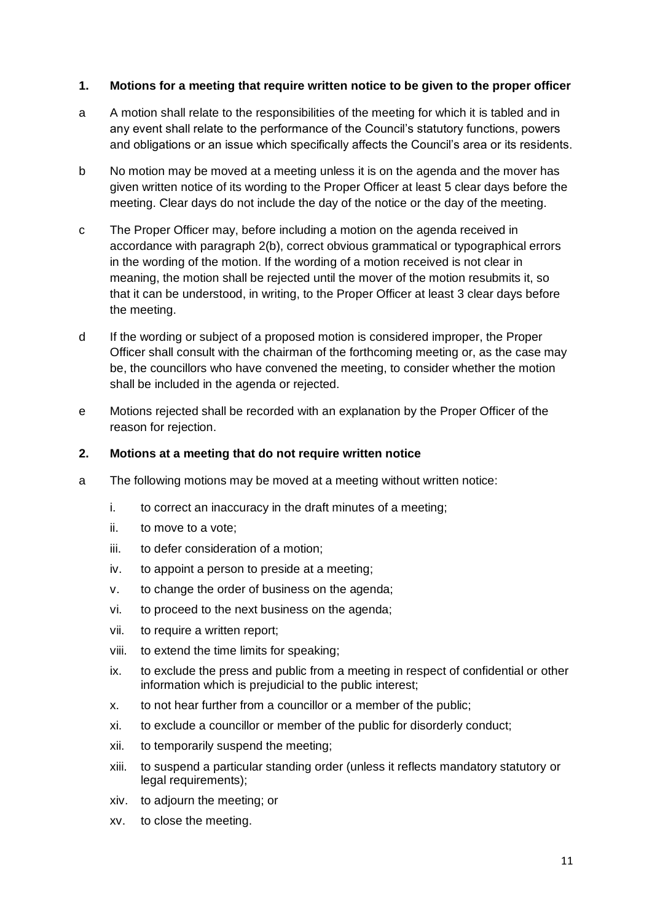## 1. Motions for a meeting that require written notice to be given to the proper officer

a A motion shall relate to the responsibilities of the meeting for which it is tabled and in any event shall relate to the performance of the Council's statutory functions, powers and obligations or an issue which specifically affects the Council's area or its residents.

b No motion may be moved at a meeting unless it is on the agenda and the mover has given written notice of its wording to the Proper Officer at least 5 clear days before the meeting. Clear days do not include the day of the notice or the day of the meeting.

c The Proper Officer may, before including a motion on the agenda received in accordance with paragraph 2(b), correct obvious grammatical or typographical errors in the wording of the motion. If the wording of a motion received is not clear in meaning, the motion shall be rejected until the mover of the motion resubmits it, so that it can be understood, in writing, to the Proper Officer at least 3 clear days before the meeting.

d If the wording or subject of a proposed motion is considered improper, the Proper Officer shall consult with the chairman of the forthcoming meeting or, as the case may be, the councillors who have convened the meeting, to consider whether the motion shall be included in the agenda or rejected.

e Motions rejected shall be recorded with an explanation by the Proper Officer of the reason for rejection.

## 2. Motions at a meeting that do not require written notice

a The following motions may be moved at a meeting without written notice:

i. to correct an inaccuracy in the draft minutes of a meeting;

ii. to move to a vote;

iii. to defer consideration of a motion;

iv. to appoint a person to preside at a meeting;

v. to change the order of business on the agenda;

vi. to proceed to the next business on the agenda;

vii. to require a written report;

viii. to extend the time limits for speaking;

ix. to exclude the press and public from a meeting in respect of confidential or other information which is prejudicial to the public interest;

x. to not hear further from a councillor or a member of the public;

xi. to exclude a councillor or member of the public for disorderly conduct;

xii. to temporarily suspend the meeting;

xiii. to suspend a particular standing order (unless it reflects mandatory statutory or legal requirements);

xiv. to adjourn the meeting; or

xv. to close the meeting.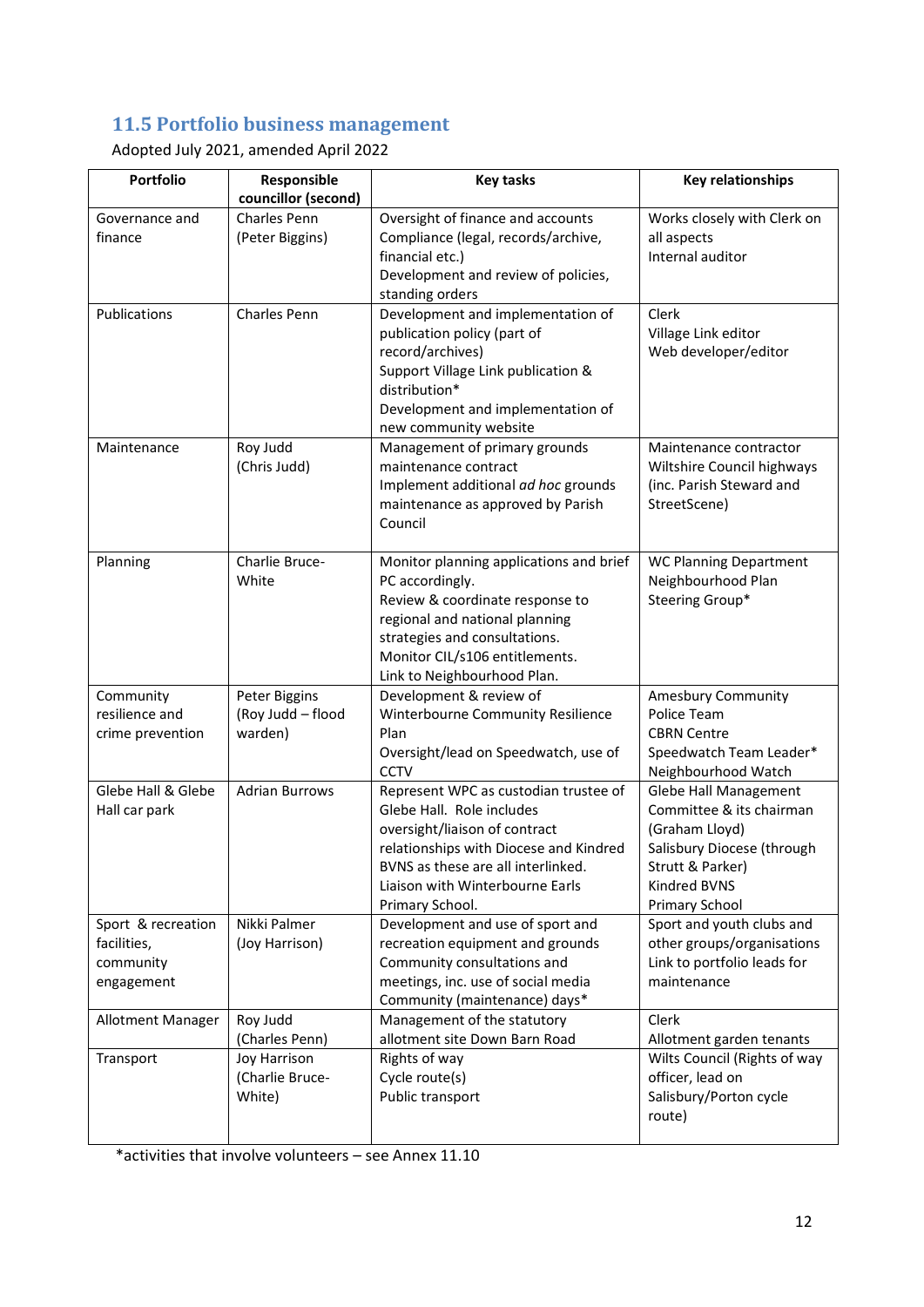## 11.5 Portfolio business management

Adopted July 2021, amended April 2022

| Portfolio | Responsible councillor (second) | Key tasks | Key relationships |
|---|---|---|---|
| Governance and finance | Charles Penn (Peter Biggins) | Oversight of finance and accounts<br>Compliance (legal, records/archive, financial etc.)<br>Development and review of policies, standing orders | Works closely with Clerk on all aspects<br>Internal auditor |
| Publications | Charles Penn | Development and implementation of publication policy (part of record/archives)<br>Support Village Link publication & distribution*<br>Development and implementation of new community website | Clerk<br>Village Link editor<br>Web developer/editor |
| Maintenance | Roy Judd (Chris Judd) | Management of primary grounds maintenance contract<br>Implement additional *ad hoc* grounds maintenance as approved by Parish Council | Maintenance contractor<br>Wiltshire Council highways (inc. Parish Steward and StreetScene) |
| Planning | Charlie Bruce-White | Monitor planning applications and brief PC accordingly.<br>Review & coordinate response to regional and national planning strategies and consultations.<br>Monitor CIL/s106 entitlements.<br>Link to Neighbourhood Plan. | WC Planning Department<br>Neighbourhood Plan Steering Group* |
| Community resilience and crime prevention | Peter Biggins (Roy Judd – flood warden) | Development & review of Winterbourne Community Resilience Plan<br>Oversight/lead on Speedwatch, use of CCTV | Amesbury Community Police Team<br>CBRN Centre<br>Speedwatch Team Leader*<br>Neighbourhood Watch |
| Glebe Hall & Glebe Hall car park | Adrian Burrows | Represent WPC as custodian trustee of Glebe Hall. Role includes oversight/liaison of contract relationships with Diocese and Kindred BVNS as these are all interlinked.<br>Liaison with Winterbourne Earls Primary School. | Glebe Hall Management Committee & its chairman (Graham Lloyd)<br>Salisbury Diocese (through Strutt & Parker)<br>Kindred BVNS<br>Primary School |
| Sport & recreation facilities, community engagement | Nikki Palmer (Joy Harrison) | Development and use of sport and recreation equipment and grounds<br>Community consultations and meetings, inc. use of social media<br>Community (maintenance) days* | Sport and youth clubs and other groups/organisations<br>Link to portfolio leads for maintenance |
| Allotment Manager | Roy Judd (Charles Penn) | Management of the statutory allotment site Down Barn Road | Clerk<br>Allotment garden tenants |
| Transport | Joy Harrison (Charlie Bruce-White) | Rights of way<br>Cycle route(s)<br>Public transport | Wilts Council (Rights of way officer, lead on Salisbury/Porton cycle route) |

*activities that involve volunteers – see Annex 11.10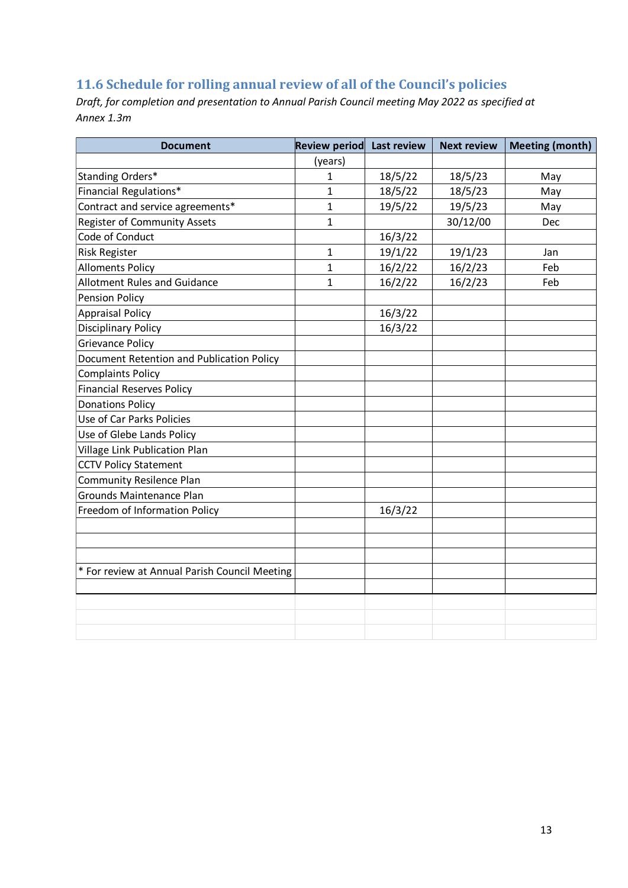## 11.6 Schedule for rolling annual review of all of the Council's policies

*Draft, for completion and presentation to Annual Parish Council meeting May 2022 as specified at Annex 1.3m*

| Document | Review period | Last review | Next review | Meeting (month) |
|---|---|---|---|---|
| | (years) | | | |
| Standing Orders* | 1 | 18/5/22 | 18/5/23 | May |
| Financial Regulations* | 1 | 18/5/22 | 18/5/23 | May |
| Contract and service agreements* | 1 | 19/5/22 | 19/5/23 | May |
| Register of Community Assets | 1 | | 30/12/00 | Dec |
| Code of Conduct | | 16/3/22 | | |
| Risk Register | 1 | 19/1/22 | 19/1/23 | Jan |
| Allotments Policy | 1 | 16/2/22 | 16/2/23 | Feb |
| Allotment Rules and Guidance | 1 | 16/2/22 | 16/2/23 | Feb |
| Pension Policy | | | | |
| Appraisal Policy | | 16/3/22 | | |
| Disciplinary Policy | | 16/3/22 | | |
| Grievance Policy | | | | |
| Document Retention and Publication Policy | | | | |
| Complaints Policy | | | | |
| Financial Reserves Policy | | | | |
| Donations Policy | | | | |
| Use of Car Parks Policies | | | | |
| Use of Glebe Lands Policy | | | | |
| Village Link Publication Plan | | | | |
| CCTV Policy Statement | | | | |
| Community Resilence Plan | | | | |
| Grounds Maintenance Plan | | | | |
| Freedom of Information Policy | | 16/3/22 | | |
| | | | | |
| | | | | |
| | | | | |
| * For review at Annual Parish Council Meeting | | | | |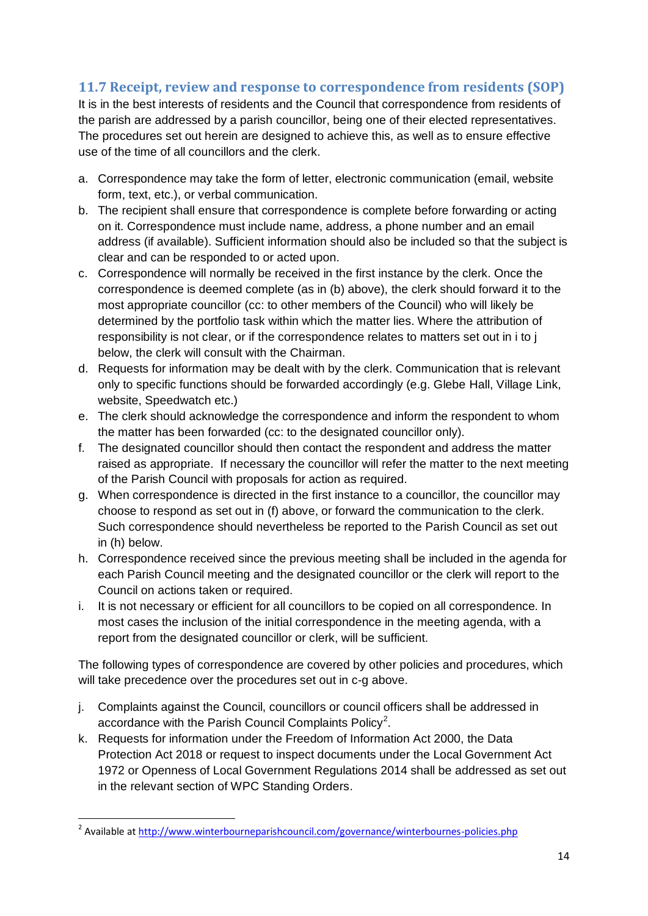### 11.7 Receipt, review and response to correspondence from residents (SOP)

It is in the best interests of residents and the Council that correspondence from residents of the parish are addressed by a parish councillor, being one of their elected representatives. The procedures set out herein are designed to achieve this, as well as to ensure effective use of the time of all councillors and the clerk.

a. Correspondence may take the form of letter, electronic communication (email, website form, text, etc.), or verbal communication.
b. The recipient shall ensure that correspondence is complete before forwarding or acting on it. Correspondence must include name, address, a phone number and an email address (if available). Sufficient information should also be included so that the subject is clear and can be responded to or acted upon.
c. Correspondence will normally be received in the first instance by the clerk. Once the correspondence is deemed complete (as in (b) above), the clerk should forward it to the most appropriate councillor (cc: to other members of the Council) who will likely be determined by the portfolio task within which the matter lies. Where the attribution of responsibility is not clear, or if the correspondence relates to matters set out in i to j below, the clerk will consult with the Chairman.
d. Requests for information may be dealt with by the clerk. Communication that is relevant only to specific functions should be forwarded accordingly (e.g. Glebe Hall, Village Link, website, Speedwatch etc.)
e. The clerk should acknowledge the correspondence and inform the respondent to whom the matter has been forwarded (cc: to the designated councillor only).
f. The designated councillor should then contact the respondent and address the matter raised as appropriate. If necessary the councillor will refer the matter to the next meeting of the Parish Council with proposals for action as required.
g. When correspondence is directed in the first instance to a councillor, the councillor may choose to respond as set out in (f) above, or forward the communication to the clerk. Such correspondence should nevertheless be reported to the Parish Council as set out in (h) below.
h. Correspondence received since the previous meeting shall be included in the agenda for each Parish Council meeting and the designated councillor or the clerk will report to the Council on actions taken or required.
i. It is not necessary or efficient for all councillors to be copied on all correspondence. In most cases the inclusion of the initial correspondence in the meeting agenda, with a report from the designated councillor or clerk, will be sufficient.

The following types of correspondence are covered by other policies and procedures, which will take precedence over the procedures set out in c-g above.

j. Complaints against the Council, councillors or council officers shall be addressed in accordance with the Parish Council Complaints Policy[2].
k. Requests for information under the Freedom of Information Act 2000, the Data Protection Act 2018 or request to inspect documents under the Local Government Act 1972 or Openness of Local Government Regulations 2014 shall be addressed as set out in the relevant section of WPC Standing Orders.

[2] Available at http://www.winterbourneparishcouncil.com/governance/winterbournes-policies.php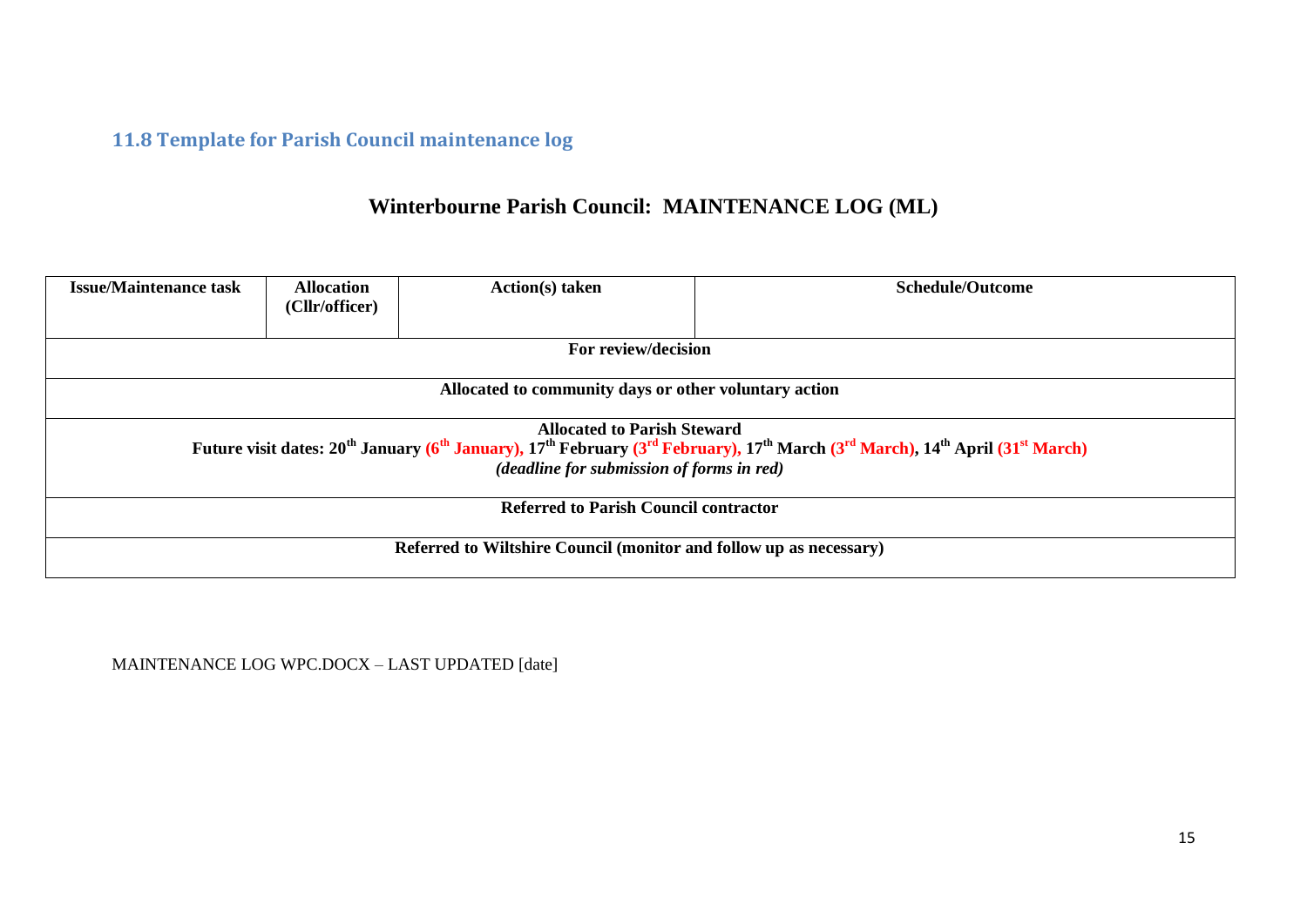### 11.8 Template for Parish Council maintenance log

## Winterbourne Parish Council: MAINTENANCE LOG (ML)

| Issue/Maintenance task | Allocation (Cllr/officer) | Action(s) taken | Schedule/Outcome |
|---|---|---|---|
| **For review/decision** | | | |
| **Allocated to community days or other voluntary action** | | | |
| **Allocated to Parish Steward**<br>**Future visit dates: 20th January (6th January), 17th February (3rd February), 17th March (3rd March), 14th April (31st March)**<br>***(deadline for submission of forms in red)*** | | | |
| **Referred to Parish Council contractor** | | | |
| **Referred to Wiltshire Council (monitor and follow up as necessary)** | | | |

MAINTENANCE LOG WPC.DOCX – LAST UPDATED [date]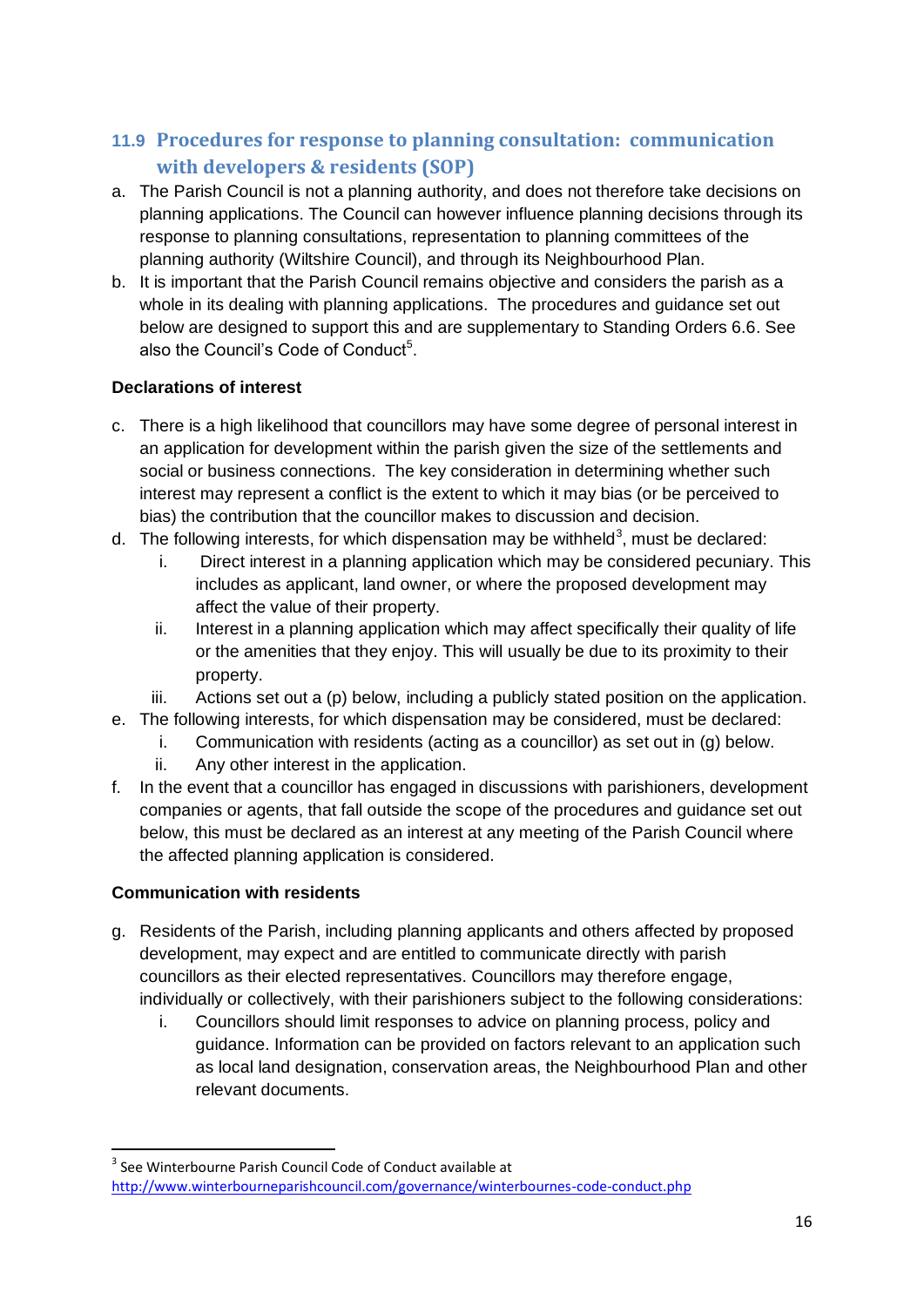## 11.9 Procedures for response to planning consultation: communication with developers & residents (SOP)

a. The Parish Council is not a planning authority, and does not therefore take decisions on planning applications. The Council can however influence planning decisions through its response to planning consultations, representation to planning committees of the planning authority (Wiltshire Council), and through its Neighbourhood Plan.

b. It is important that the Parish Council remains objective and considers the parish as a whole in its dealing with planning applications. The procedures and guidance set out below are designed to support this and are supplementary to Standing Orders 6.6. See also the Council's Code of Conduct[5].

**Declarations of interest**

c. There is a high likelihood that councillors may have some degree of personal interest in an application for development within the parish given the size of the settlements and social or business connections. The key consideration in determining whether such interest may represent a conflict is the extent to which it may bias (or be perceived to bias) the contribution that the councillor makes to discussion and decision.

d. The following interests, for which dispensation may be withheld[3], must be declared:
   i. Direct interest in a planning application which may be considered pecuniary. This includes as applicant, land owner, or where the proposed development may affect the value of their property.
   ii. Interest in a planning application which may affect specifically their quality of life or the amenities that they enjoy. This will usually be due to its proximity to their property.
   iii. Actions set out a (p) below, including a publicly stated position on the application.

e. The following interests, for which dispensation may be considered, must be declared:
   i. Communication with residents (acting as a councillor) as set out in (g) below.
   ii. Any other interest in the application.

f. In the event that a councillor has engaged in discussions with parishioners, development companies or agents, that fall outside the scope of the procedures and guidance set out below, this must be declared as an interest at any meeting of the Parish Council where the affected planning application is considered.

**Communication with residents**

g. Residents of the Parish, including planning applicants and others affected by proposed development, may expect and are entitled to communicate directly with parish councillors as their elected representatives. Councillors may therefore engage, individually or collectively, with their parishioners subject to the following considerations:
   i. Councillors should limit responses to advice on planning process, policy and guidance. Information can be provided on factors relevant to an application such as local land designation, conservation areas, the Neighbourhood Plan and other relevant documents.

---

[3] See Winterbourne Parish Council Code of Conduct available at http://www.winterbourneparishcouncil.com/governance/winterbournes-code-conduct.php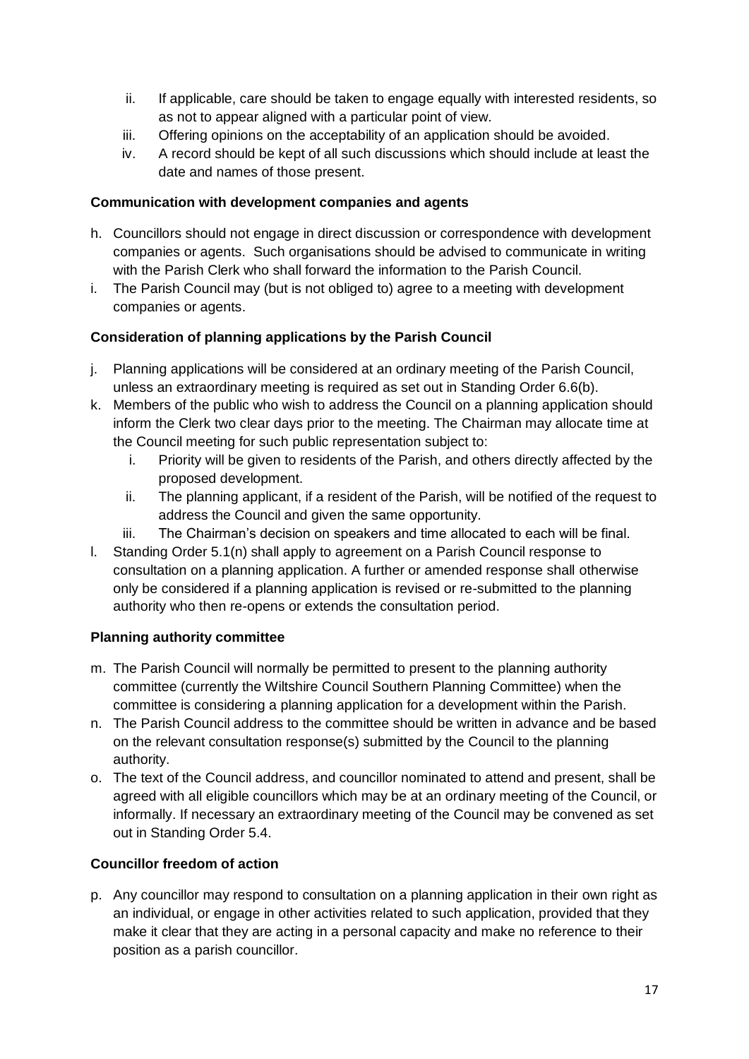ii. If applicable, care should be taken to engage equally with interested residents, so as not to appear aligned with a particular point of view.
   iii. Offering opinions on the acceptability of an application should be avoided.
   iv. A record should be kept of all such discussions which should include at least the date and names of those present.

**Communication with development companies and agents**

h. Councillors should not engage in direct discussion or correspondence with development companies or agents. Such organisations should be advised to communicate in writing with the Parish Clerk who shall forward the information to the Parish Council.
i. The Parish Council may (but is not obliged to) agree to a meeting with development companies or agents.

**Consideration of planning applications by the Parish Council**

j. Planning applications will be considered at an ordinary meeting of the Parish Council, unless an extraordinary meeting is required as set out in Standing Order 6.6(b).
k. Members of the public who wish to address the Council on a planning application should inform the Clerk two clear days prior to the meeting. The Chairman may allocate time at the Council meeting for such public representation subject to:
   i. Priority will be given to residents of the Parish, and others directly affected by the proposed development.
   ii. The planning applicant, if a resident of the Parish, will be notified of the request to address the Council and given the same opportunity.
   iii. The Chairman's decision on speakers and time allocated to each will be final.
l. Standing Order 5.1(n) shall apply to agreement on a Parish Council response to consultation on a planning application. A further or amended response shall otherwise only be considered if a planning application is revised or re-submitted to the planning authority who then re-opens or extends the consultation period.

**Planning authority committee**

m. The Parish Council will normally be permitted to present to the planning authority committee (currently the Wiltshire Council Southern Planning Committee) when the committee is considering a planning application for a development within the Parish.
n. The Parish Council address to the committee should be written in advance and be based on the relevant consultation response(s) submitted by the Council to the planning authority.
o. The text of the Council address, and councillor nominated to attend and present, shall be agreed with all eligible councillors which may be at an ordinary meeting of the Council, or informally. If necessary an extraordinary meeting of the Council may be convened as set out in Standing Order 5.4.

**Councillor freedom of action**

p. Any councillor may respond to consultation on a planning application in their own right as an individual, or engage in other activities related to such application, provided that they make it clear that they are acting in a personal capacity and make no reference to their position as a parish councillor.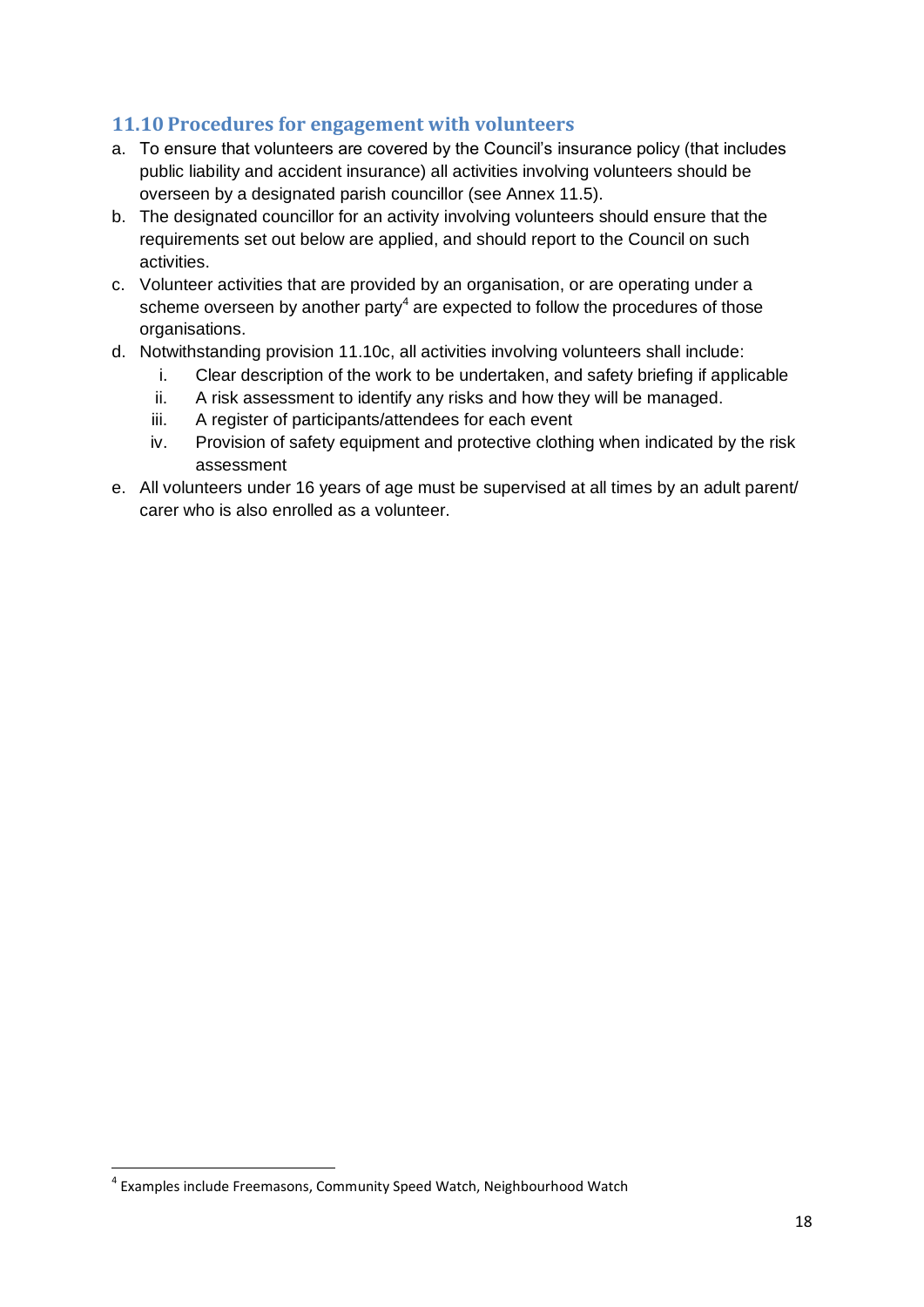## 11.10 Procedures for engagement with volunteers

a. To ensure that volunteers are covered by the Council's insurance policy (that includes public liability and accident insurance) all activities involving volunteers should be overseen by a designated parish councillor (see Annex 11.5).

b. The designated councillor for an activity involving volunteers should ensure that the requirements set out below are applied, and should report to the Council on such activities.

c. Volunteer activities that are provided by an organisation, or are operating under a scheme overseen by another party[4] are expected to follow the procedures of those organisations.

d. Notwithstanding provision 11.10c, all activities involving volunteers shall include:
   i. Clear description of the work to be undertaken, and safety briefing if applicable
   ii. A risk assessment to identify any risks and how they will be managed.
   iii. A register of participants/attendees for each event
   iv. Provision of safety equipment and protective clothing when indicated by the risk assessment

e. All volunteers under 16 years of age must be supervised at all times by an adult parent/ carer who is also enrolled as a volunteer.

---

[4] Examples include Freemasons, Community Speed Watch, Neighbourhood Watch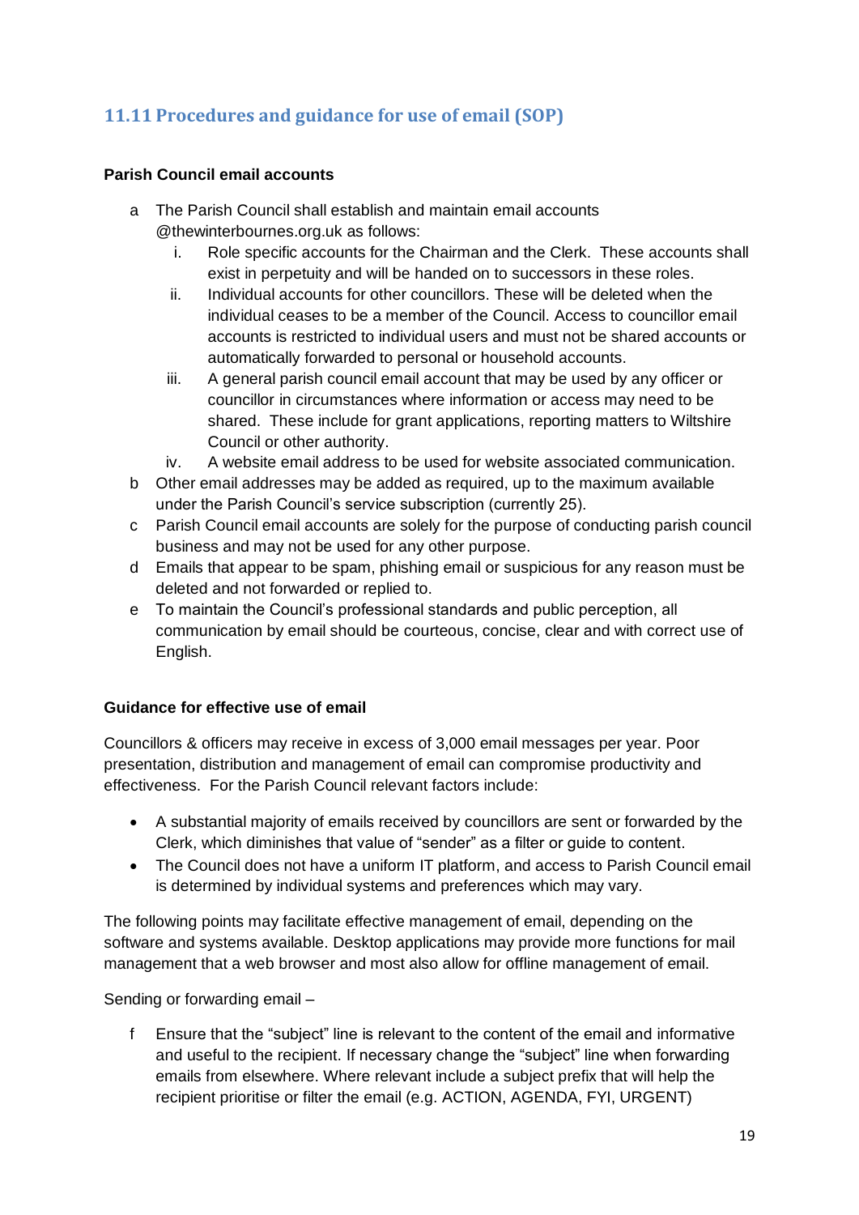## 11.11 Procedures and guidance for use of email (SOP)

**Parish Council email accounts**

a The Parish Council shall establish and maintain email accounts @thewinterbournes.org.uk as follows:
   i. Role specific accounts for the Chairman and the Clerk. These accounts shall exist in perpetuity and will be handed on to successors in these roles.
   ii. Individual accounts for other councillors. These will be deleted when the individual ceases to be a member of the Council. Access to councillor email accounts is restricted to individual users and must not be shared accounts or automatically forwarded to personal or household accounts.
   iii. A general parish council email account that may be used by any officer or councillor in circumstances where information or access may need to be shared. These include for grant applications, reporting matters to Wiltshire Council or other authority.
   iv. A website email address to be used for website associated communication.

b Other email addresses may be added as required, up to the maximum available under the Parish Council's service subscription (currently 25).

c Parish Council email accounts are solely for the purpose of conducting parish council business and may not be used for any other purpose.

d Emails that appear to be spam, phishing email or suspicious for any reason must be deleted and not forwarded or replied to.

e To maintain the Council's professional standards and public perception, all communication by email should be courteous, concise, clear and with correct use of English.

**Guidance for effective use of email**

Councillors & officers may receive in excess of 3,000 email messages per year. Poor presentation, distribution and management of email can compromise productivity and effectiveness. For the Parish Council relevant factors include:

- A substantial majority of emails received by councillors are sent or forwarded by the Clerk, which diminishes that value of "sender" as a filter or guide to content.
- The Council does not have a uniform IT platform, and access to Parish Council email is determined by individual systems and preferences which may vary.

The following points may facilitate effective management of email, depending on the software and systems available. Desktop applications may provide more functions for mail management that a web browser and most also allow for offline management of email.

Sending or forwarding email –

f Ensure that the "subject" line is relevant to the content of the email and informative and useful to the recipient. If necessary change the "subject" line when forwarding emails from elsewhere. Where relevant include a subject prefix that will help the recipient prioritise or filter the email (e.g. ACTION, AGENDA, FYI, URGENT)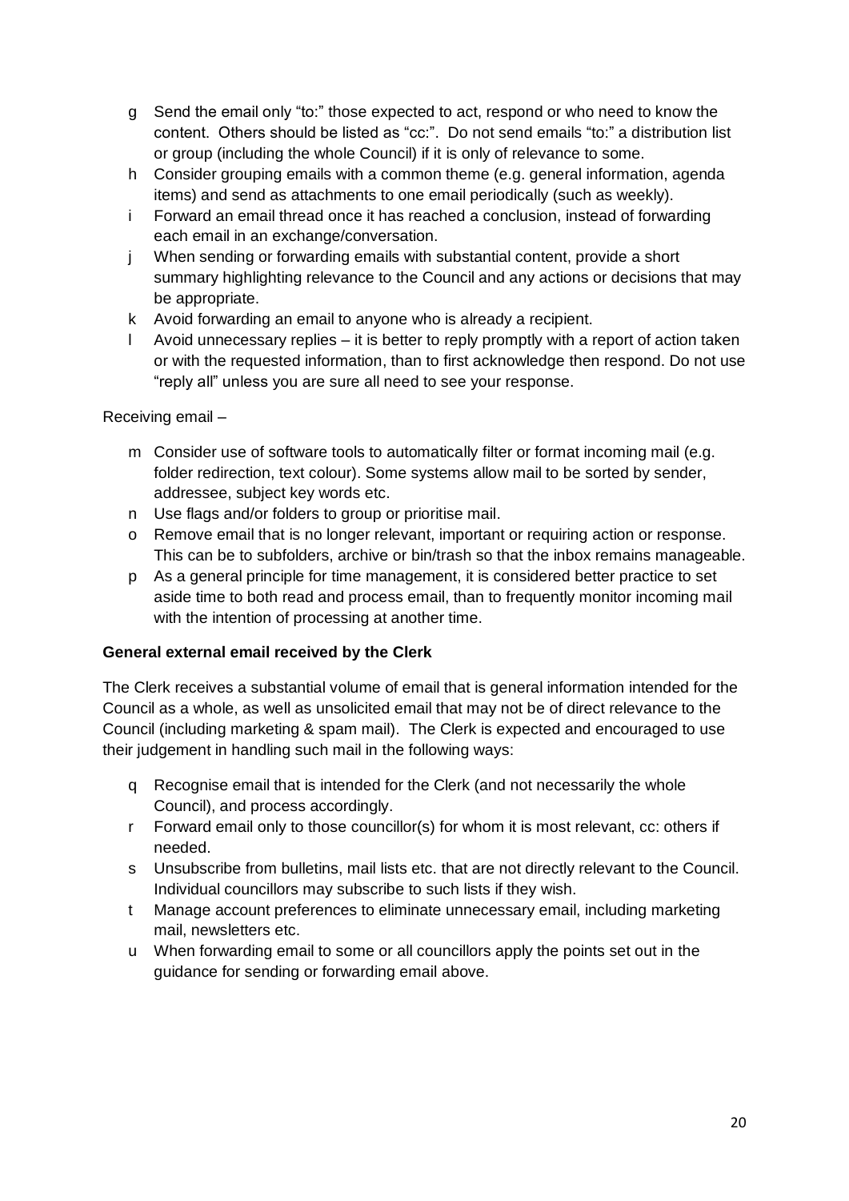g Send the email only “to:” those expected to act, respond or who need to know the content. Others should be listed as “cc:”. Do not send emails “to:” a distribution list or group (including the whole Council) if it is only of relevance to some.

h Consider grouping emails with a common theme (e.g. general information, agenda items) and send as attachments to one email periodically (such as weekly).

i Forward an email thread once it has reached a conclusion, instead of forwarding each email in an exchange/conversation.

j When sending or forwarding emails with substantial content, provide a short summary highlighting relevance to the Council and any actions or decisions that may be appropriate.

k Avoid forwarding an email to anyone who is already a recipient.

l Avoid unnecessary replies – it is better to reply promptly with a report of action taken or with the requested information, than to first acknowledge then respond. Do not use “reply all” unless you are sure all need to see your response.

Receiving email –

m Consider use of software tools to automatically filter or format incoming mail (e.g. folder redirection, text colour). Some systems allow mail to be sorted by sender, addressee, subject key words etc.

n Use flags and/or folders to group or prioritise mail.

o Remove email that is no longer relevant, important or requiring action or response. This can be to subfolders, archive or bin/trash so that the inbox remains manageable.

p As a general principle for time management, it is considered better practice to set aside time to both read and process email, than to frequently monitor incoming mail with the intention of processing at another time.

**General external email received by the Clerk**

The Clerk receives a substantial volume of email that is general information intended for the Council as a whole, as well as unsolicited email that may not be of direct relevance to the Council (including marketing & spam mail). The Clerk is expected and encouraged to use their judgement in handling such mail in the following ways:

q Recognise email that is intended for the Clerk (and not necessarily the whole Council), and process accordingly.

r Forward email only to those councillor(s) for whom it is most relevant, cc: others if needed.

s Unsubscribe from bulletins, mail lists etc. that are not directly relevant to the Council. Individual councillors may subscribe to such lists if they wish.

t Manage account preferences to eliminate unnecessary email, including marketing mail, newsletters etc.

u When forwarding email to some or all councillors apply the points set out in the guidance for sending or forwarding email above.